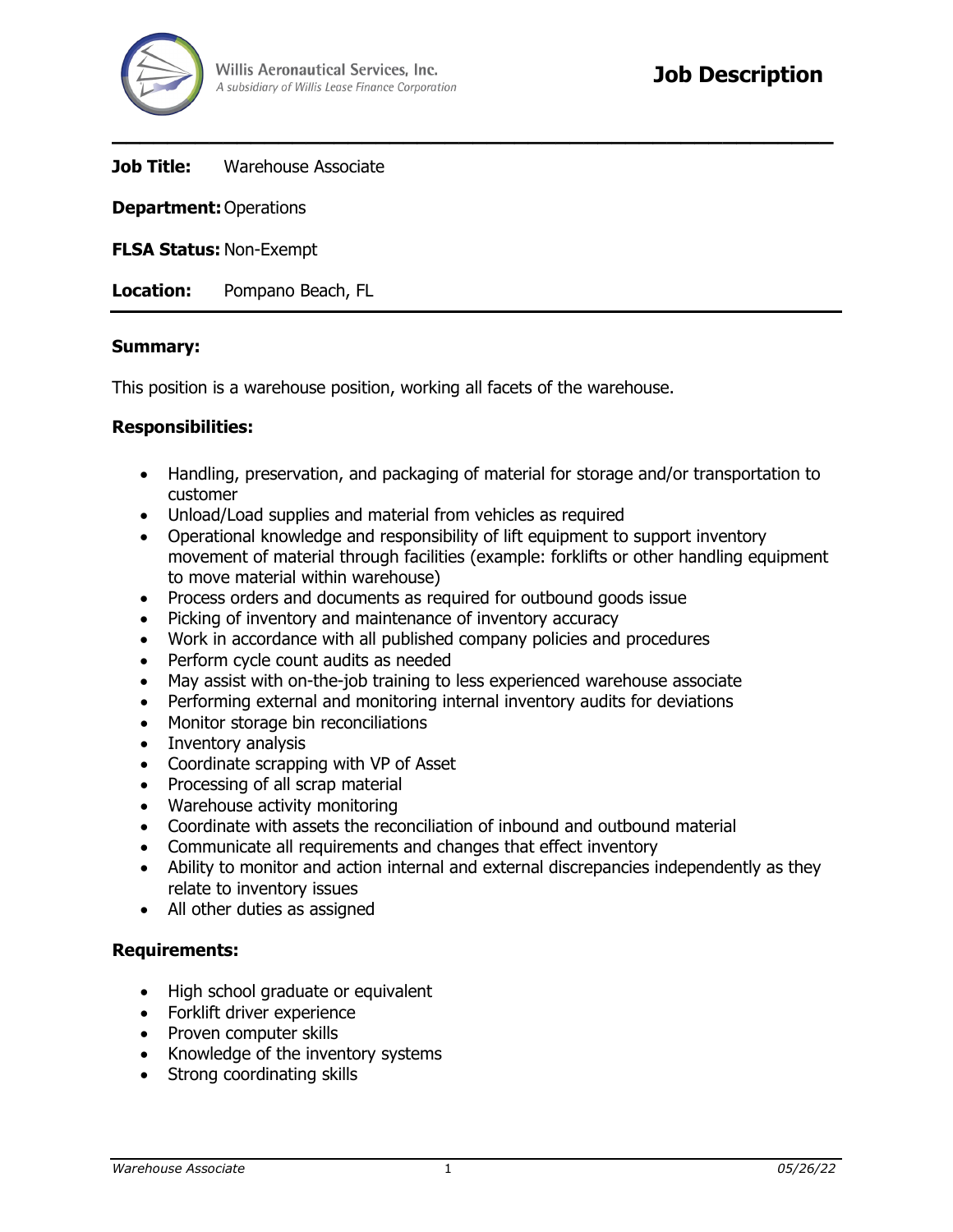Willis Aeronautical Services, Inc.
*A subsidiary of Willis Lease Finance Corporation*

# Job Description

**Job Title:** Warehouse Associate

**Department:** Operations

**FLSA Status:** Non-Exempt

**Location:** Pompano Beach, FL

**Summary:**

This position is a warehouse position, working all facets of the warehouse.

**Responsibilities:**

- Handling, preservation, and packaging of material for storage and/or transportation to customer
- Unload/Load supplies and material from vehicles as required
- Operational knowledge and responsibility of lift equipment to support inventory movement of material through facilities (example: forklifts or other handling equipment to move material within warehouse)
- Process orders and documents as required for outbound goods issue
- Picking of inventory and maintenance of inventory accuracy
- Work in accordance with all published company policies and procedures
- Perform cycle count audits as needed
- May assist with on-the-job training to less experienced warehouse associate
- Performing external and monitoring internal inventory audits for deviations
- Monitor storage bin reconciliations
- Inventory analysis
- Coordinate scrapping with VP of Asset
- Processing of all scrap material
- Warehouse activity monitoring
- Coordinate with assets the reconciliation of inbound and outbound material
- Communicate all requirements and changes that effect inventory
- Ability to monitor and action internal and external discrepancies independently as they relate to inventory issues
- All other duties as assigned

**Requirements:**

- High school graduate or equivalent
- Forklift driver experience
- Proven computer skills
- Knowledge of the inventory systems
- Strong coordinating skills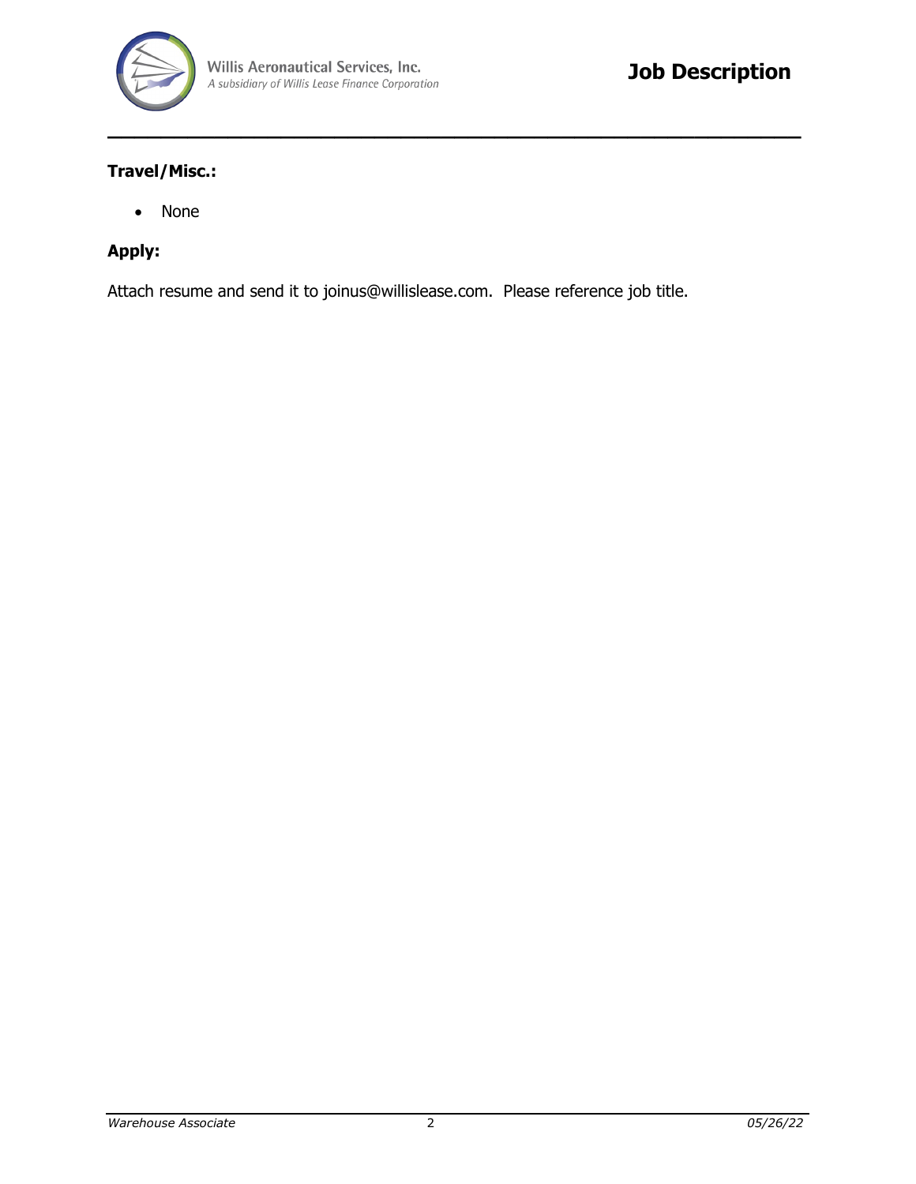**Travel/Misc.:**

- None

**Apply:**

Attach resume and send it to joinus@willislease.com. Please reference job title.